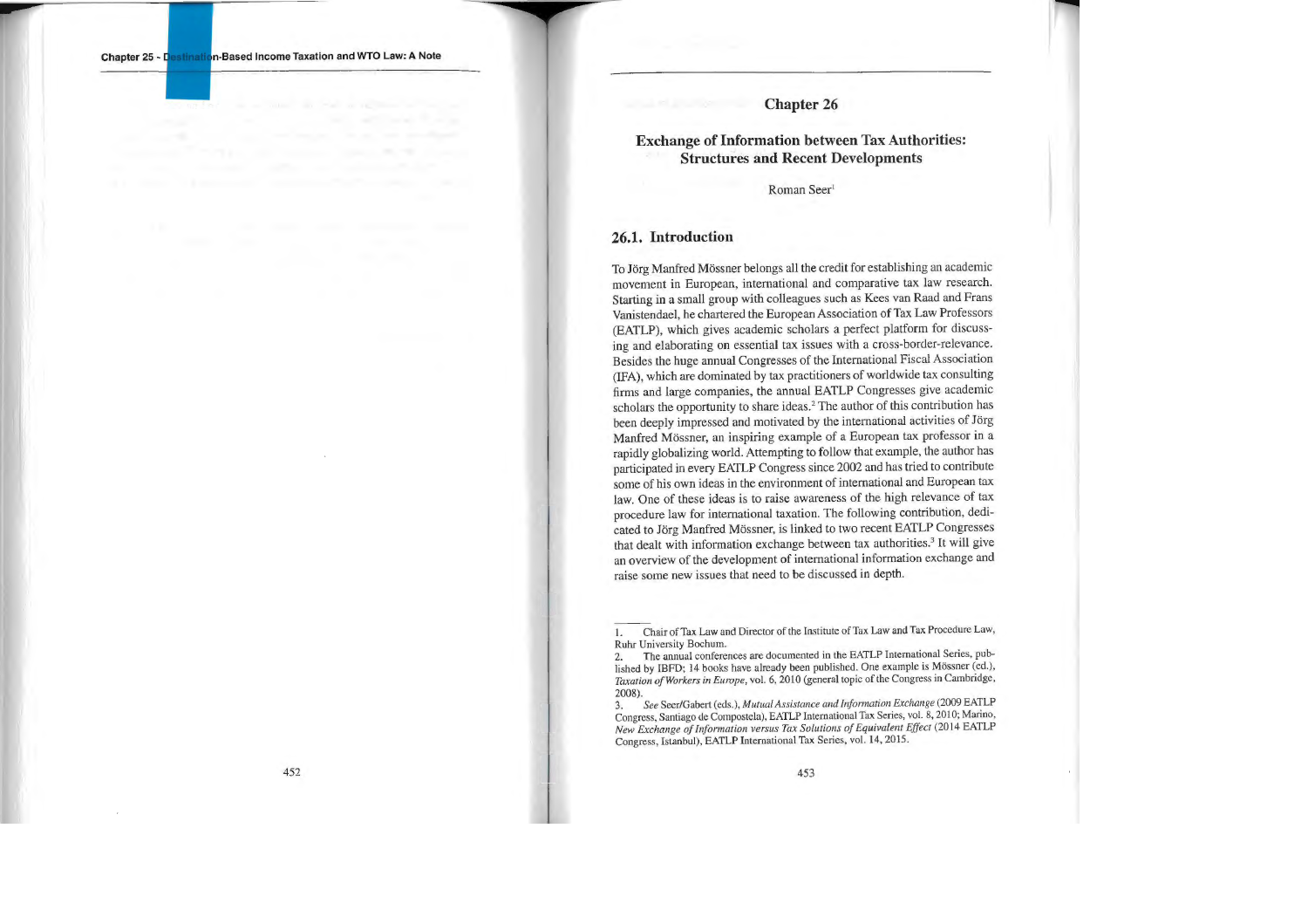# Chapter 26

## Exchange of Information between Tax Authorities: Structures and Recent Developments

Roman Seer[1]

### 26.1. Introduction

To Jörg Manfred Mössner belongs all the credit for establishing an academic movement in European, international and comparative tax law research. Starting in a small group with colleagues such as Kees van Raad and Frans Vanistendael, he chartered the European Association of Tax Law Professors (EATLP), which gives academic scholars a perfect platform for discussing and elaborating on essential tax issues with a cross-border-relevance. Besides the huge annual Congresses of the International Fiscal Association (IFA), which are dominated by tax practitioners of worldwide tax consulting firms and large companies, the annual EATLP Congresses give academic scholars the opportunity to share ideas.[2] The author of this contribution has been deeply impressed and motivated by the international activities of Jörg Manfred Mössner, an inspiring example of a European tax professor in a rapidly globalizing world. Attempting to follow that example, the author has participated in every EATLP Congress since 2002 and has tried to contribute some of his own ideas in the environment of international and European tax law. One of these ideas is to raise awareness of the high relevance of tax procedure law for international taxation. The following contribution, dedicated to Jörg Manfred Mössner, is linked to two recent EATLP Congresses that dealt with information exchange between tax authorities.[3] It will give an overview of the development of international information exchange and raise some new issues that need to be discussed in depth.

---

1. Chair of Tax Law and Director of the Institute of Tax Law and Tax Procedure Law, Ruhr University Bochum.

2. The annual conferences are documented in the EATLP International Series, published by IBFD; 14 books have already been published. One example is Mössner (ed.), *Taxation of Workers in Europe*, vol. 6, 2010 (general topic of the Congress in Cambridge, 2008).

3. *See* Seer/Gabert (eds.), *Mutual Assistance and Information Exchange* (2009 EATLP Congress, Santiago de Compostela), EATLP International Tax Series, vol. 8, 2010; Marino, *New Exchange of Information versus Tax Solutions of Equivalent Effect* (2014 EATLP Congress, Istanbul), EATLP International Tax Series, vol. 14, 2015.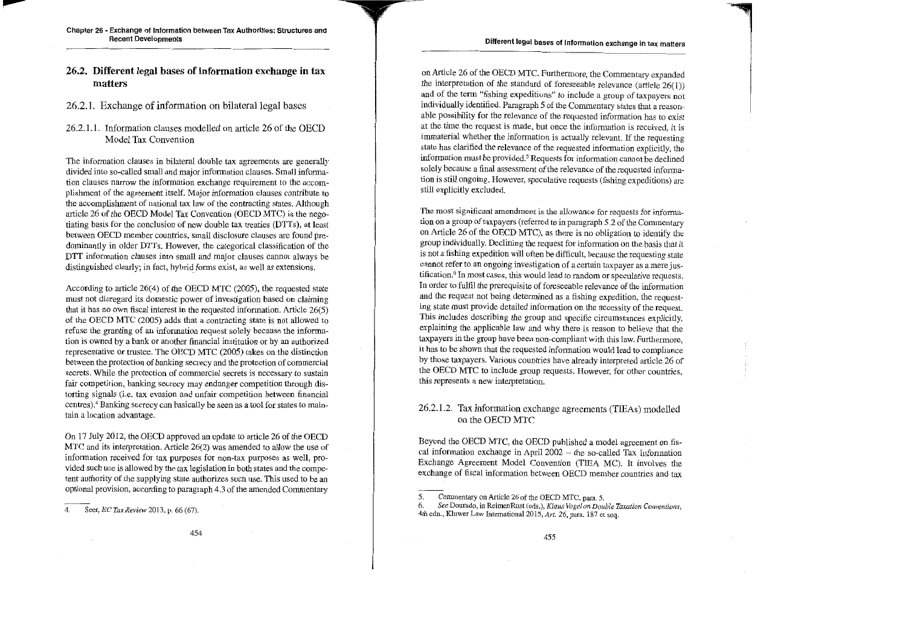## 26.2. Different legal bases of information exchange in tax matters

### 26.2.1. Exchange of information on bilateral legal bases

#### 26.2.1.1. Information clauses modelled on article 26 of the OECD Model Tax Convention

The information clauses in bilateral double tax agreements are generally divided into so-called small and major information clauses. Small information clauses narrow the information exchange requirement to the accomplishment of the agreement itself. Major information clauses contribute to the accomplishment of national tax law of the contracting states. Although article 26 of the OECD Model Tax Convention (OECD MTC) is the negotiating basis for the conclusion of new double tax treaties (DTTs), at least between OECD member countries, small disclosure clauses are found predominantly in older DTTs. However, the categorical classification of the DTT information clauses into small and major clauses cannot always be distinguished clearly; in fact, hybrid forms exist, as well as extensions.

According to article 26(4) of the OECD MTC (2005), the requested state must not disregard its domestic power of investigation based on claiming that it has no own fiscal interest in the requested information. Article 26(5) of the OECD MTC (2005) adds that a contracting state is not allowed to refuse the granting of an information request solely because the information is owned by a bank or another financial institution or by an authorized representative or trustee. The OECD MTC (2005) takes on the distinction between the protection of banking secrecy and the protection of commercial secrets. While the protection of commercial secrets is necessary to sustain fair competition, banking secrecy may endanger competition through distorting signals (i.e. tax evasion and unfair competition between financial centres).[4] Banking secrecy can basically be seen as a tool for states to maintain a location advantage.

On 17 July 2012, the OECD approved an update to article 26 of the OECD MTC and its interpretation. Article 26(2) was amended to allow the use of information received for tax purposes for non-tax purposes as well, provided such use is allowed by the tax legislation in both states and the competent authority of the supplying state authorizes such use. This used to be an optional provision, according to paragraph 4.3 of the amended Commentary on Article 26 of the OECD MTC. Furthermore, the Commentary expanded the interpretation of the standard of foreseeable relevance (article 26(1)) and of the term "fishing expeditions" to include a group of taxpayers not individually identified. Paragraph 5 of the Commentary states that a reasonable possibility for the relevance of the requested information has to exist at the time the request is made, but once the information is received, it is immaterial whether the information is actually relevant. If the requesting state has clarified the relevance of the requested information explicitly, the information must be provided.[5] Requests for information cannot be declined solely because a final assessment of the relevance of the requested information is still ongoing. However, speculative requests (fishing expeditions) are still explicitly excluded.

The most significant amendment is the allowance for requests for information on a group of taxpayers (referred to in paragraph 5.2 of the Commentary on Article 26 of the OECD MTC), as there is no obligation to identify the group individually. Declining the request for information on the basis that it is not a fishing expedition will often be difficult, because the requesting state cannot refer to an ongoing investigation of a certain taxpayer as a mere justification.[6] In most cases, this would lead to random or speculative requests. In order to fulfil the prerequisite of foreseeable relevance of the information and the request not being determined as a fishing expedition, the requesting state must provide detailed information on the necessity of the request. This includes describing the group and specific circumstances explicitly, explaining the applicable law and why there is reason to believe that the taxpayers in the group have been non-compliant with this law. Furthermore, it has to be shown that the requested information would lead to compliance by those taxpayers. Various countries have already interpreted article 26 of the OECD MTC to include group requests. However, for other countries, this represents a new interpretation.

#### 26.2.1.2. Tax information exchange agreements (TIEAs) modelled on the OECD MTC

Beyond the OECD MTC, the OECD published a model agreement on fiscal information exchange in April 2002 – the so-called Tax Information Exchange Agreement Model Convention (TIEA MC). It involves the exchange of fiscal information between OECD member countries and tax

---

4. Seer, *EC Tax Review* 2013, p. 66 (67).

5. Commentary on Article 26 of the OECD MTC, para. 5.

6. *See* Dourado, in Reimer/Rust (eds.), *Klaus Vogel on Double Taxation Conventions*, 4th edn., Kluwer Law International 2015, *Art. 26*, para. 187 et seq.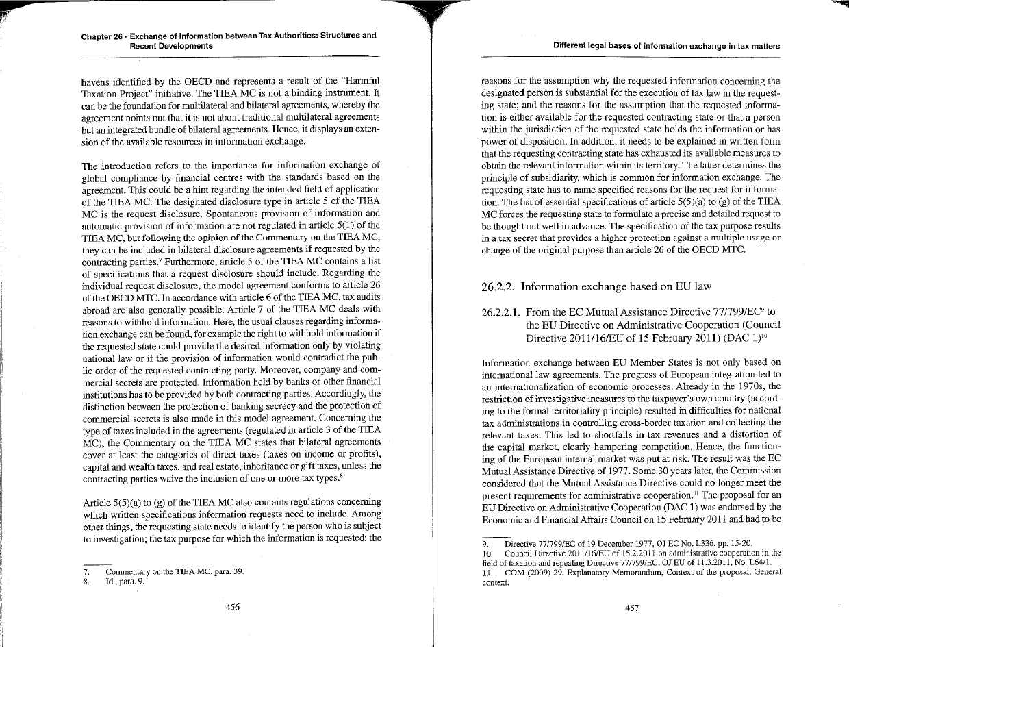havens identified by the OECD and represents a result of the "Harmful Taxation Project" initiative. The TIEA MC is not a binding instrument. It can be the foundation for multilateral and bilateral agreements, whereby the agreement points out that it is not about traditional multilateral agreements but an integrated bundle of bilateral agreements. Hence, it displays an extension of the available resources in information exchange.

The introduction refers to the importance for information exchange of global compliance by financial centres with the standards based on the agreement. This could be a hint regarding the intended field of application of the TIEA MC. The designated disclosure type in article 5 of the TIEA MC is the request disclosure. Spontaneous provision of information and automatic provision of information are not regulated in article 5(1) of the TIEA MC, but following the opinion of the Commentary on the TIEA MC, they can be included in bilateral disclosure agreements if requested by the contracting parties.[7] Furthermore, article 5 of the TIEA MC contains a list of specifications that a request disclosure should include. Regarding the individual request disclosure, the model agreement conforms to article 26 of the OECD MTC. In accordance with article 6 of the TIEA MC, tax audits abroad are also generally possible. Article 7 of the TIEA MC deals with reasons to withhold information. Here, the usual clauses regarding information exchange can be found, for example the right to withhold information if the requested state could provide the desired information only by violating national law or if the provision of information would contradict the public order of the requested contracting party. Moreover, company and commercial secrets are protected. Information held by banks or other financial institutions has to be provided by both contracting parties. Accordingly, the distinction between the protection of banking secrecy and the protection of commercial secrets is also made in this model agreement. Concerning the type of taxes included in the agreements (regulated in article 3 of the TIEA MC), the Commentary on the TIEA MC states that bilateral agreements cover at least the categories of direct taxes (taxes on income or profits), capital and wealth taxes, and real estate, inheritance or gift taxes, unless the contracting parties waive the inclusion of one or more tax types.[8]

Article 5(5)(a) to (g) of the TIEA MC also contains regulations concerning which written specifications information requests need to include. Among other things, the requesting state needs to identify the person who is subject to investigation; the tax purpose for which the information is requested; the reasons for the assumption why the requested information concerning the designated person is substantial for the execution of tax law in the requesting state; and the reasons for the assumption that the requested information is either available for the requested contracting state or that a person within the jurisdiction of the requested state holds the information or has power of disposition. In addition, it needs to be explained in written form that the requesting contracting state has exhausted its available measures to obtain the relevant information within its territory. The latter determines the principle of subsidiarity, which is common for information exchange. The requesting state has to name specified reasons for the request for information. The list of essential specifications of article 5(5)(a) to (g) of the TIEA MC forces the requesting state to formulate a precise and detailed request to be thought out well in advance. The specification of the tax purpose results in a tax secret that provides a higher protection against a multiple usage or change of the original purpose than article 26 of the OECD MTC.

### 26.2.2. Information exchange based on EU law

#### 26.2.2.1. From the EC Mutual Assistance Directive 77/799/EC[9] to the EU Directive on Administrative Cooperation (Council Directive 2011/16/EU of 15 February 2011) (DAC 1)[10]

Information exchange between EU Member States is not only based on international law agreements. The progress of European integration led to an internationalization of economic processes. Already in the 1970s, the restriction of investigative measures to the taxpayer's own country (according to the formal territoriality principle) resulted in difficulties for national tax administrations in controlling cross-border taxation and collecting the relevant taxes. This led to shortfalls in tax revenues and a distortion of the capital market, clearly hampering competition. Hence, the functioning of the European internal market was put at risk. The result was the EC Mutual Assistance Directive of 1977. Some 30 years later, the Commission considered that the Mutual Assistance Directive could no longer meet the present requirements for administrative cooperation.[11] The proposal for an EU Directive on Administrative Cooperation (DAC 1) was endorsed by the Economic and Financial Affairs Council on 15 February 2011 and had to be

---

7. Commentary on the TIEA MC, para. 39.
8. Id., para. 9.
9. Directive 77/799/EC of 19 December 1977, OJ EC No. L336, pp. 15-20.
10. Council Directive 2011/16/EU of 15.2.2011 on administrative cooperation in the field of taxation and repealing Directive 77/799/EC, OJ EU of 11.3.2011, No. L64/1.
11. COM (2009) 29, Explanatory Memorandum, Context of the proposal, General context.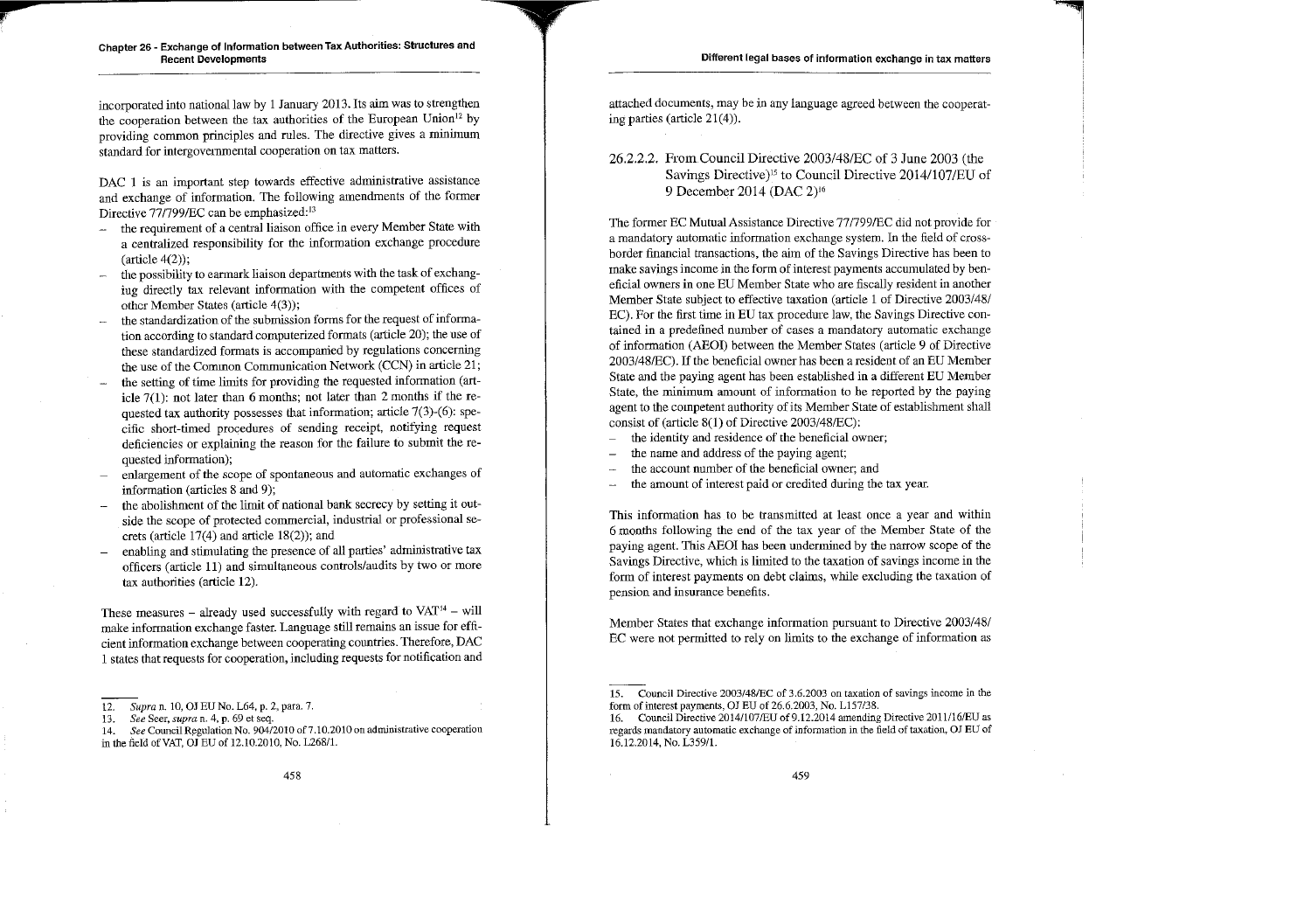incorporated into national law by 1 January 2013. Its aim was to strengthen the cooperation between the tax authorities of the European Union[12] by providing common principles and rules. The directive gives a minimum standard for intergovernmental cooperation on tax matters.

DAC 1 is an important step towards effective administrative assistance and exchange of information. The following amendments of the former Directive 77/799/EC can be emphasized:[13]

- the requirement of a central liaison office in every Member State with a centralized responsibility for the information exchange procedure (article 4(2));
- the possibility to earmark liaison departments with the task of exchanging directly tax relevant information with the competent offices of other Member States (article 4(3));
- the standardization of the submission forms for the request of information according to standard computerized formats (article 20); the use of these standardized formats is accompanied by regulations concerning the use of the Common Communication Network (CCN) in article 21;
- the setting of time limits for providing the requested information (article 7(1): not later than 6 months; not later than 2 months if the requested tax authority possesses that information; article 7(3)-(6): specific short-timed procedures of sending receipt, notifying request deficiencies or explaining the reason for the failure to submit the requested information);
- enlargement of the scope of spontaneous and automatic exchanges of information (articles 8 and 9);
- the abolishment of the limit of national bank secrecy by setting it outside the scope of protected commercial, industrial or professional secrets (article 17(4) and article 18(2)); and
- enabling and stimulating the presence of all parties' administrative tax officers (article 11) and simultaneous controls/audits by two or more tax authorities (article 12).

These measures – already used successfully with regard to VAT[14] – will make information exchange faster. Language still remains an issue for efficient information exchange between cooperating countries. Therefore, DAC 1 states that requests for cooperation, including requests for notification and attached documents, may be in any language agreed between the cooperating parties (article 21(4)).

### 26.2.2.2. From Council Directive 2003/48/EC of 3 June 2003 (the Savings Directive)[15] to Council Directive 2014/107/EU of 9 December 2014 (DAC 2)[16]

The former EC Mutual Assistance Directive 77/799/EC did not provide for a mandatory automatic information exchange system. In the field of cross-border financial transactions, the aim of the Savings Directive has been to make savings income in the form of interest payments accumulated by beneficial owners in one EU Member State who are fiscally resident in another Member State subject to effective taxation (article 1 of Directive 2003/48/EC). For the first time in EU tax procedure law, the Savings Directive contained in a predefined number of cases a mandatory automatic exchange of information (AEOI) between the Member States (article 9 of Directive 2003/48/EC). If the beneficial owner has been a resident of an EU Member State and the paying agent has been established in a different EU Member State, the minimum amount of information to be reported by the paying agent to the competent authority of its Member State of establishment shall consist of (article 8(1) of Directive 2003/48/EC):

- the identity and residence of the beneficial owner;
- the name and address of the paying agent;
- the account number of the beneficial owner; and
- the amount of interest paid or credited during the tax year.

This information has to be transmitted at least once a year and within 6 months following the end of the tax year of the Member State of the paying agent. This AEOI has been undermined by the narrow scope of the Savings Directive, which is limited to the taxation of savings income in the form of interest payments on debt claims, while excluding the taxation of pension and insurance benefits.

Member States that exchange information pursuant to Directive 2003/48/EC were not permitted to rely on limits to the exchange of information as

---

12. *Supra* n. 10, OJ EU No. L64, p. 2, para. 7.
13. *See* Seer, *supra* n. 4, p. 69 et seq.
14. *See* Council Regulation No. 904/2010 of 7.10.2010 on administrative cooperation in the field of VAT, OJ EU of 12.10.2010, No. L268/1.
15. Council Directive 2003/48/EC of 3.6.2003 on taxation of savings income in the form of interest payments, OJ EU of 26.6.2003, No. L157/38.
16. Council Directive 2014/107/EU of 9.12.2014 amending Directive 2011/16/EU as regards mandatory automatic exchange of information in the field of taxation, OJ EU of 16.12.2014, No. L359/1.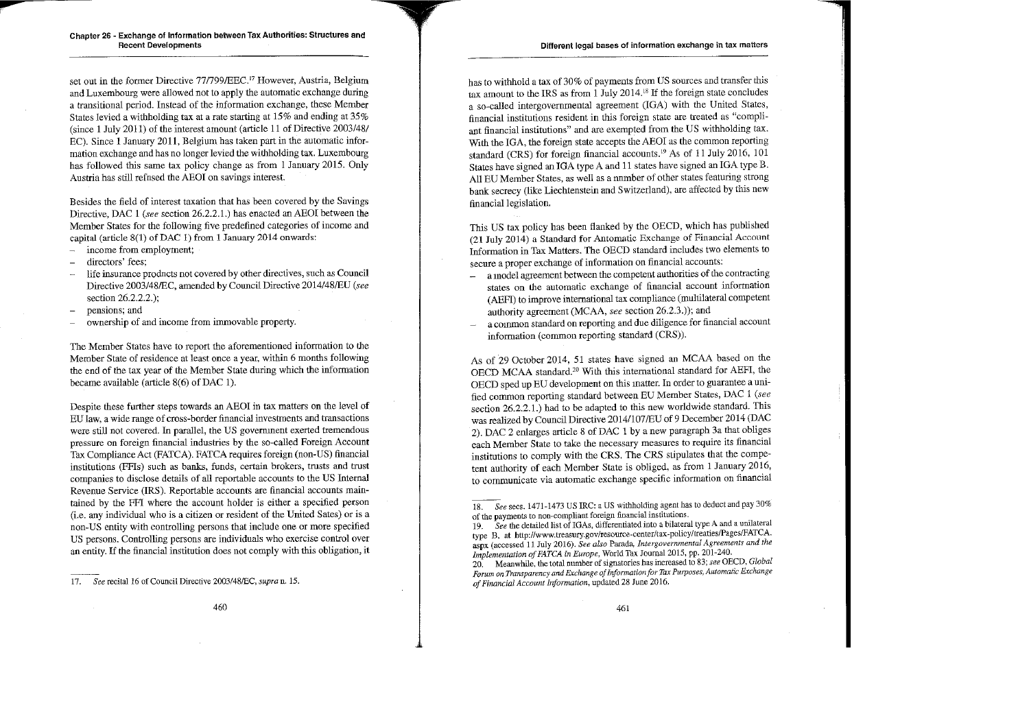set out in the former Directive 77/799/EEC.[17] However, Austria, Belgium and Luxembourg were allowed not to apply the automatic exchange during a transitional period. Instead of the information exchange, these Member States levied a withholding tax at a rate starting at 15% and ending at 35% (since 1 July 2011) of the interest amount (article 11 of Directive 2003/48/EC). Since 1 January 2011, Belgium has taken part in the automatic information exchange and has no longer levied the withholding tax. Luxembourg has followed this same tax policy change as from 1 January 2015. Only Austria has still refused the AEOI on savings interest.

Besides the field of interest taxation that has been covered by the Savings Directive, DAC 1 (*see* section 26.2.2.1.) has enacted an AEOI between the Member States for the following five predefined categories of income and capital (article 8(1) of DAC 1) from 1 January 2014 onwards:

- income from employment;
- directors' fees;
- life insurance products not covered by other directives, such as Council Directive 2003/48/EC, amended by Council Directive 2014/48/EU (*see* section 26.2.2.2.);
- pensions; and
- ownership of and income from immovable property.

The Member States have to report the aforementioned information to the Member State of residence at least once a year, within 6 months following the end of the tax year of the Member State during which the information became available (article 8(6) of DAC 1).

Despite these further steps towards an AEOI in tax matters on the level of EU law, a wide range of cross-border financial investments and transactions were still not covered. In parallel, the US government exerted tremendous pressure on foreign financial industries by the so-called Foreign Account Tax Compliance Act (FATCA). FATCA requires foreign (non-US) financial institutions (FFIs) such as banks, funds, certain brokers, trusts and trust companies to disclose details of all reportable accounts to the US Internal Revenue Service (IRS). Reportable accounts are financial accounts maintained by the FFI where the account holder is either a specified person (i.e. any individual who is a citizen or resident of the United Sates) or is a non-US entity with controlling persons that include one or more specified US persons. Controlling persons are individuals who exercise control over an entity. If the financial institution does not comply with this obligation, it has to withhold a tax of 30% of payments from US sources and transfer this tax amount to the IRS as from 1 July 2014.[18] If the foreign state concludes a so-called intergovernmental agreement (IGA) with the United States, financial institutions resident in this foreign state are treated as "compliant financial institutions" and are exempted from the US withholding tax. With the IGA, the foreign state accepts the AEOI as the common reporting standard (CRS) for foreign financial accounts.[19] As of 11 July 2016, 101 States have signed an IGA type A and 11 states have signed an IGA type B. All EU Member States, as well as a number of other states featuring strong bank secrecy (like Liechtenstein and Switzerland), are affected by this new financial legislation.

This US tax policy has been flanked by the OECD, which has published (21 July 2014) a Standard for Automatic Exchange of Financial Account Information in Tax Matters. The OECD standard includes two elements to secure a proper exchange of information on financial accounts:

- a model agreement between the competent authorities of the contracting states on the automatic exchange of financial account information (AEFI) to improve international tax compliance (multilateral competent authority agreement (MCAA, *see* section 26.2.3.)); and
- a common standard on reporting and due diligence for financial account information (common reporting standard (CRS)).

As of 29 October 2014, 51 states have signed an MCAA based on the OECD MCAA standard.[20] With this international standard for AEFI, the OECD sped up EU development on this matter. In order to guarantee a unified common reporting standard between EU Member States, DAC 1 (*see* section 26.2.2.1.) had to be adapted to this new worldwide standard. This was realized by Council Directive 2014/107/EU of 9 December 2014 (DAC 2). DAC 2 enlarges article 8 of DAC 1 by a new paragraph 3a that obliges each Member State to take the necessary measures to require its financial institutions to comply with the CRS. The CRS stipulates that the competent authority of each Member State is obliged, as from 1 January 2016, to communicate via automatic exchange specific information on financial

---

17. *See* recital 16 of Council Directive 2003/48/EC, *supra* n. 15.

18. *See* secs. 1471-1473 US IRC: a US withholding agent has to deduct and pay 30% of the payments to non-compliant foreign financial institutions.

19. *See* the detailed list of IGAs, differentiated into a bilateral type A and a unilateral type B, at http://www.treasury.gov/resource-center/tax-policy/treaties/Pages/FATCA.aspx (accessed 11 July 2016). *See also* Parada, *Intergovernmental Agreements and the Implementation of FATCA in Europe*, World Tax Journal 2015, pp. 201-240.

20. Meanwhile, the total number of signatories has increased to 83; *see* OECD, *Global Forum on Transparency and Exchange of Information for Tax Purposes, Automatic Exchange of Financial Account Information*, updated 28 June 2016.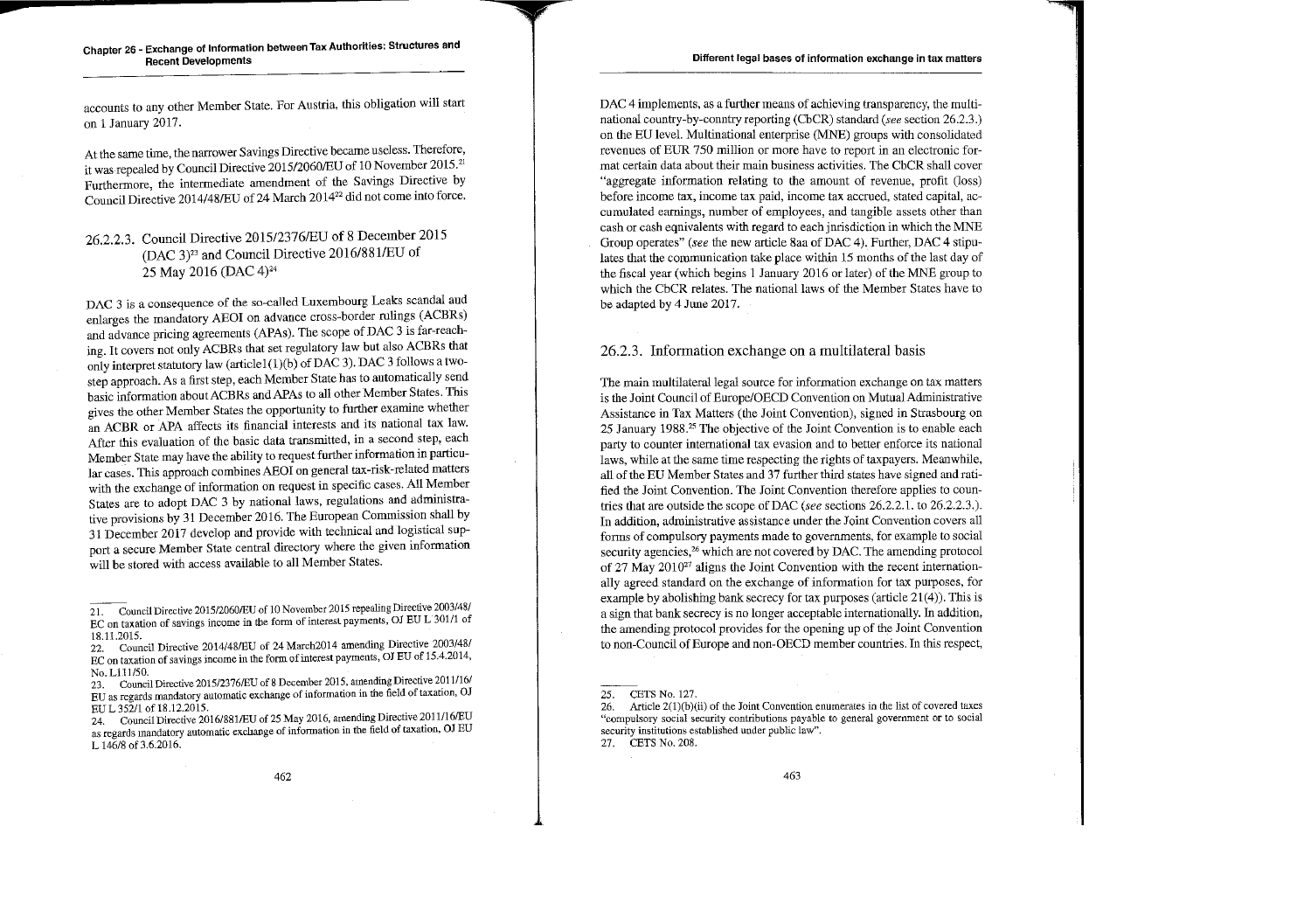accounts to any other Member State. For Austria, this obligation will start on 1 January 2017.

At the same time, the narrower Savings Directive became useless. Therefore, it was repealed by Council Directive 2015/2060/EU of 10 November 2015.[21] Furthermore, the intermediate amendment of the Savings Directive by Council Directive 2014/48/EU of 24 March 2014[22] did not come into force.

### 26.2.2.3. Council Directive 2015/2376/EU of 8 December 2015 (DAC 3)[23] and Council Directive 2016/881/EU of 25 May 2016 (DAC 4)[24]

DAC 3 is a consequence of the so-called Luxembourg Leaks scandal and enlarges the mandatory AEOI on advance cross-border rulings (ACBRs) and advance pricing agreements (APAs). The scope of DAC 3 is far-reaching. It covers not only ACBRs that set regulatory law but also ACBRs that only interpret statutory law (article1(1)(b) of DAC 3). DAC 3 follows a two-step approach. As a first step, each Member State has to automatically send basic information about ACBRs and APAs to all other Member States. This gives the other Member States the opportunity to further examine whether an ACBR or APA affects its financial interests and its national tax law. After this evaluation of the basic data transmitted, in a second step, each Member State may have the ability to request further information in particular cases. This approach combines AEOI on general tax-risk-related matters with the exchange of information on request in specific cases. All Member States are to adopt DAC 3 by national laws, regulations and administrative provisions by 31 December 2016. The European Commission shall by 31 December 2017 develop and provide with technical and logistical support a secure Member State central directory where the given information will be stored with access available to all Member States.

DAC 4 implements, as a further means of achieving transparency, the multinational country-by-country reporting (CbCR) standard (*see* section 26.2.3.) on the EU level. Multinational enterprise (MNE) groups with consolidated revenues of EUR 750 million or more have to report in an electronic format certain data about their main business activities. The CbCR shall cover "aggregate information relating to the amount of revenue, profit (loss) before income tax, income tax paid, income tax accrued, stated capital, accumulated earnings, number of employees, and tangible assets other than cash or cash eqnivalents with regard to each jnrisdiction in which the MNE Group operates" (*see* the new article 8aa of DAC 4). Further, DAC 4 stipulates that the communication take place within 15 months of the last day of the fiscal year (which begins 1 January 2016 or later) of the MNE group to which the CbCR relates. The national laws of the Member States have to be adapted by 4 June 2017.

## 26.2.3. Information exchange on a multilateral basis

The main multilateral legal source for information exchange on tax matters is the Joint Council of Europe/OECD Convention on Mutual Administrative Assistance in Tax Matters (the Joint Convention), signed in Strasbourg on 25 January 1988.[25] The objective of the Joint Convention is to enable each party to counter international tax evasion and to better enforce its national laws, while at the same time respecting the rights of taxpayers. Meanwhile, all of the EU Member States and 37 further third states have signed and ratified the Joint Convention. The Joint Convention therefore applies to countries that are outside the scope of DAC (*see* sections 26.2.2.1. to 26.2.2.3.). In addition, administrative assistance under the Joint Convention covers all forms of compulsory payments made to governments, for example to social security agencies,[26] which are not covered by DAC. The amending protocol of 27 May 2010[27] aligns the Joint Convention with the recent internationally agreed standard on the exchange of information for tax purposes, for example by abolishing bank secrecy for tax purposes (article 21(4)). This is a sign that bank secrecy is no longer acceptable internationally. In addition, the amending protocol provides for the opening up of the Joint Convention to non-Council of Europe and non-OECD member countries. In this respect,

---

21. Council Directive 2015/2060/EU of 10 November 2015 repealing Directive 2003/48/EC on taxation of savings income in the form of interest payments, OJ EU L 301/1 of 18.11.2015.

22. Council Directive 2014/48/EU of 24 March2014 amending Directive 2003/48/EC on taxation of savings income in the form of interest payments, OJ EU of 15.4.2014, No. L111/50.

23. Council Directive 2015/2376/EU of 8 December 2015, amending Directive 2011/16/EU as regards mandatory automatic exchange of information in the field of taxation, OJ EU L 352/1 of 18.12.2015.

24. Council Directive 2016/881/EU of 25 May 2016, amending Directive 2011/16/EU as regards mandatory automatic exchange of information in the field of taxation, OJ EU L 146/8 of 3.6.2016.

25. CETS No. 127.

26. Article 2(1)(b)(ii) of the Joint Convention enumerates in the list of covered taxes "compulsory social security contributions payable to general government or to social security institutions established under public law".

27. CETS No. 208.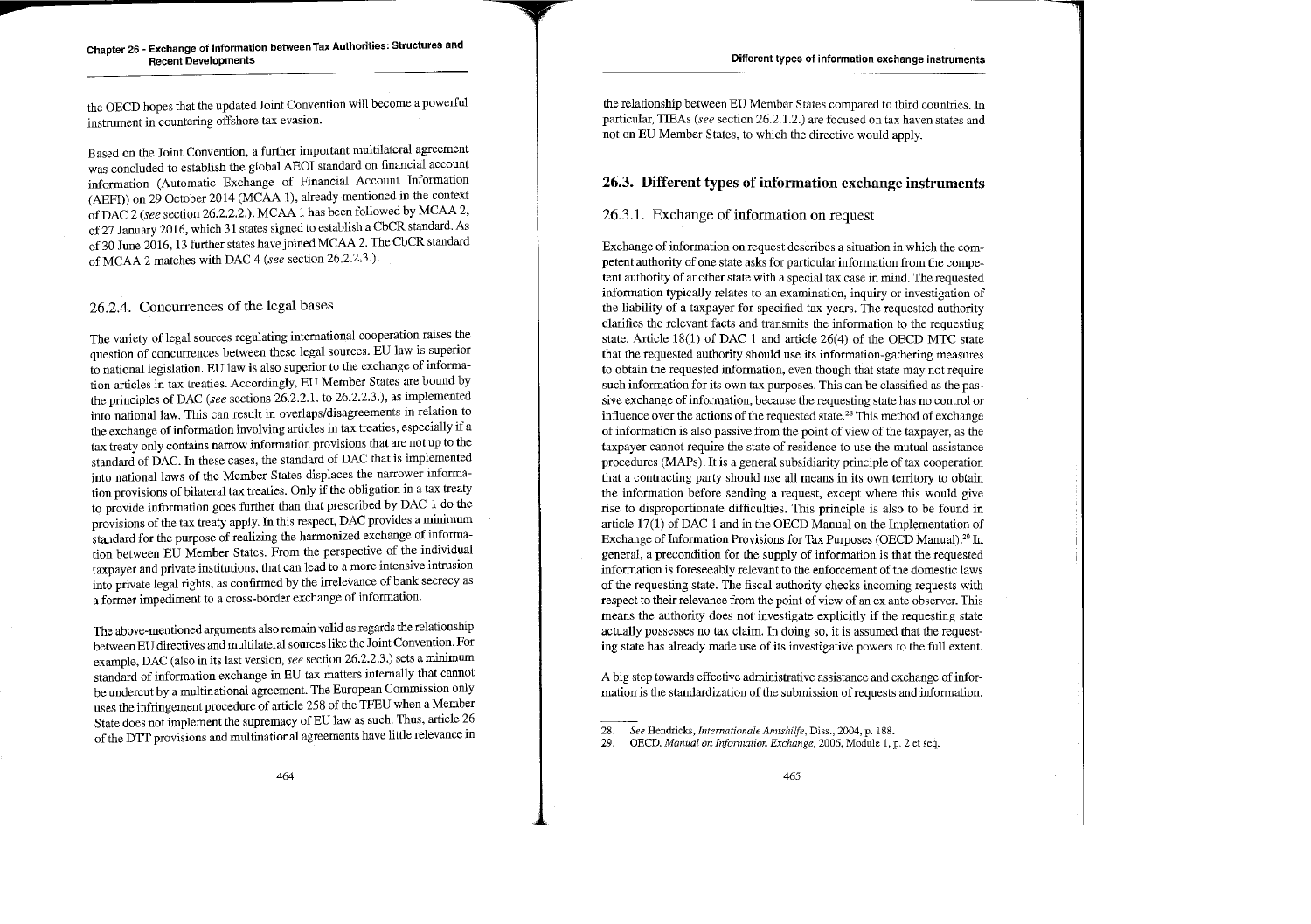the OECD hopes that the updated Joint Convention will become a powerful instrument in countering offshore tax evasion.

Based on the Joint Convention, a further important multilateral agreement was concluded to establish the global AEOI standard on financial account information (Automatic Exchange of Financial Account Information (AEFI)) on 29 October 2014 (MCAA 1), already mentioned in the context of DAC 2 (*see* section 26.2.2.2.). MCAA 1 has been followed by MCAA 2, of 27 January 2016, which 31 states signed to establish a CbCR standard. As of 30 June 2016, 13 further states have joined MCAA 2. The CbCR standard of MCAA 2 matches with DAC 4 (*see* section 26.2.2.3.).

### 26.2.4. Concurrences of the legal bases

The variety of legal sources regulating international cooperation raises the question of concurrences between these legal sources. EU law is superior to national legislation. EU law is also superior to the exchange of information articles in tax treaties. Accordingly, EU Member States are bound by the principles of DAC (*see* sections 26.2.2.1. to 26.2.2.3.), as implemented into national law. This can result in overlaps/disagreements in relation to the exchange of information involving articles in tax treaties, especially if a tax treaty only contains narrow information provisions that are not up to the standard of DAC. In these cases, the standard of DAC that is implemented into national laws of the Member States displaces the narrower information provisions of bilateral tax treaties. Only if the obligation in a tax treaty to provide information goes further than that prescribed by DAC 1 do the provisions of the tax treaty apply. In this respect, DAC provides a minimum standard for the purpose of realizing the harmonized exchange of information between EU Member States. From the perspective of the individual taxpayer and private institutions, that can lead to a more intensive intrusion into private legal rights, as confirmed by the irrelevance of bank secrecy as a former impediment to a cross-border exchange of information.

The above-mentioned arguments also remain valid as regards the relationship between EU directives and multilateral sources like the Joint Convention. For example, DAC (also in its last version, *see* section 26.2.2.3.) sets a minimum standard of information exchange in EU tax matters internally that cannot be undercut by a multinational agreement. The European Commission only uses the infringement procedure of article 258 of the TFEU when a Member State does not implement the supremacy of EU law as such. Thus, article 26 of the DTT provisions and multinational agreements have little relevance in the relationship between EU Member States compared to third countries. In particular, TIEAs (*see* section 26.2.1.2.) are focused on tax haven states and not on EU Member States, to which the directive would apply.

## 26.3. Different types of information exchange instruments

### 26.3.1. Exchange of information on request

Exchange of information on request describes a situation in which the competent authority of one state asks for particular information from the competent authority of another state with a special tax case in mind. The requested information typically relates to an examination, inquiry or investigation of the liability of a taxpayer for specified tax years. The requested authority clarifies the relevant facts and transmits the information to the requesting state. Article 18(1) of DAC 1 and article 26(4) of the OECD MTC state that the requested authority should use its information-gathering measures to obtain the requested information, even though that state may not require such information for its own tax purposes. This can be classified as the passive exchange of information, because the requesting state has no control or influence over the actions of the requested state.[28] This method of exchange of information is also passive from the point of view of the taxpayer, as the taxpayer cannot require the state of residence to use the mutual assistance procedures (MAPs). It is a general subsidiarity principle of tax cooperation that a contracting party should use all means in its own territory to obtain the information before sending a request, except where this would give rise to disproportionate difficulties. This principle is also to be found in article 17(1) of DAC 1 and in the OECD Manual on the Implementation of Exchange of Information Provisions for Tax Purposes (OECD Manual).[29] In general, a precondition for the supply of information is that the requested information is foreseeably relevant to the enforcement of the domestic laws of the requesting state. The fiscal authority checks incoming requests with respect to their relevance from the point of view of an ex ante observer. This means the authority does not investigate explicitly if the requesting state actually possesses no tax claim. In doing so, it is assumed that the requesting state has already made use of its investigative powers to the full extent.

A big step towards effective administrative assistance and exchange of information is the standardization of the submission of requests and information.

28. *See* Hendricks, *Internationale Amtshilfe*, Diss., 2004, p. 188.
29. OECD, *Manual on Information Exchange*, 2006, Module 1, p. 2 et seq.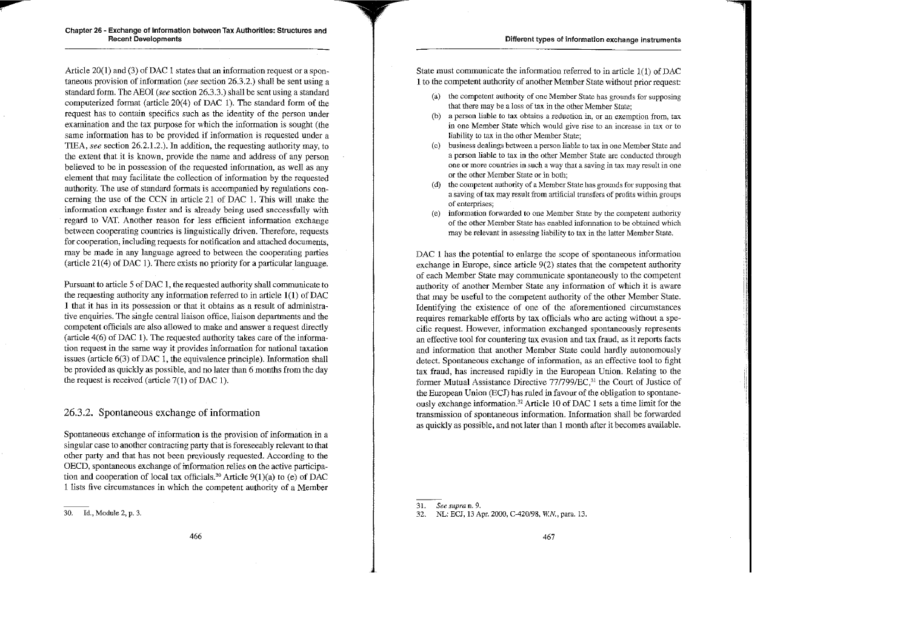Article 20(1) and (3) of DAC 1 states that an information request or a spontaneous provision of information (*see* section 26.3.2.) shall be sent using a standard form. The AEOI (*see* section 26.3.3.) shall be sent using a standard computerized format (article 20(4) of DAC 1). The standard form of the request has to contain specifics such as the identity of the person under examination and the tax purpose for which the information is sought (the same information has to be provided if information is requested under a TIEA, *see* section 26.2.1.2.). In addition, the requesting authority may, to the extent that it is known, provide the name and address of any person believed to be in possession of the requested information, as well as any element that may facilitate the collection of information by the requested authority. The use of standard formats is accompanied by regulations concerning the use of the CCN in article 21 of DAC 1. This will make the information exchange faster and is already being used successfully with regard to VAT. Another reason for less efficient information exchange between cooperating countries is linguistically driven. Therefore, requests for cooperation, including requests for notification and attached documents, may be made in any language agreed to between the cooperating parties (article 21(4) of DAC 1). There exists no priority for a particular language.

Pursuant to article 5 of DAC 1, the requested authority shall communicate to the requesting authority any information referred to in article 1(1) of DAC 1 that it has in its possession or that it obtains as a result of administrative enquiries. The single central liaison office, liaison departments and the competent officials are also allowed to make and answer a request directly (article 4(6) of DAC 1). The requested authority takes care of the information request in the same way it provides information for national taxation issues (article 6(3) of DAC 1, the equivalence principle). Information shall be provided as quickly as possible, and no later than 6 months from the day the request is received (article 7(1) of DAC 1).

## 26.3.2. Spontaneous exchange of information

Spontaneous exchange of information is the provision of information in a singular case to another contracting party that is foreseeably relevant to that other party and that has not been previously requested. According to the OECD, spontaneous exchange of information relies on the active participation and cooperation of local tax officials.[30] Article 9(1)(a) to (e) of DAC 1 lists five circumstances in which the competent authority of a Member State must communicate the information referred to in article 1(1) of DAC 1 to the competent authority of another Member State without prior request:

(a) the competent authority of one Member State has grounds for supposing that there may be a loss of tax in the other Member State;

(b) a person liable to tax obtains a reduction in, or an exemption from, tax in one Member State which would give rise to an increase in tax or to liability to tax in the other Member State;

(c) business dealings between a person liable to tax in one Member State and a person liable to tax in the other Member State are conducted through one or more countries in such a way that a saving in tax may result in one or the other Member State or in both;

(d) the competent authority of a Member State has grounds for supposing that a saving of tax may result from artificial transfers of profits within groups of enterprises;

(e) information forwarded to one Member State by the competent authority of the other Member State has enabled information to be obtained which may be relevant in assessing liability to tax in the latter Member State.

DAC 1 has the potential to enlarge the scope of spontaneous information exchange in Europe, since article 9(2) states that the competent authority of each Member State may communicate spontaneously to the competent authority of another Member State any information of which it is aware that may be useful to the competent authority of the other Member State. Identifying the existence of one of the aforementioned circumstances requires remarkable efforts by tax officials who are acting without a specific request. However, information exchanged spontaneously represents an effective tool for countering tax evasion and tax fraud, as it reports facts and information that another Member State could hardly autonomously detect. Spontaneous exchange of information, as an effective tool to fight tax fraud, has increased rapidly in the European Union. Relating to the former Mutual Assistance Directive 77/799/EC,[31] the Court of Justice of the European Union (ECJ) has ruled in favour of the obligation to spontaneously exchange information.[32] Article 10 of DAC 1 sets a time limit for the transmission of spontaneous information. Information shall be forwarded as quickly as possible, and not later than 1 month after it becomes available.

---

30. Id., Module 2, p. 3.

31. *See supra* n. 9.

32. NL: ECJ, 13 Apr. 2000, C-420/98, *W.N.*, para. 13.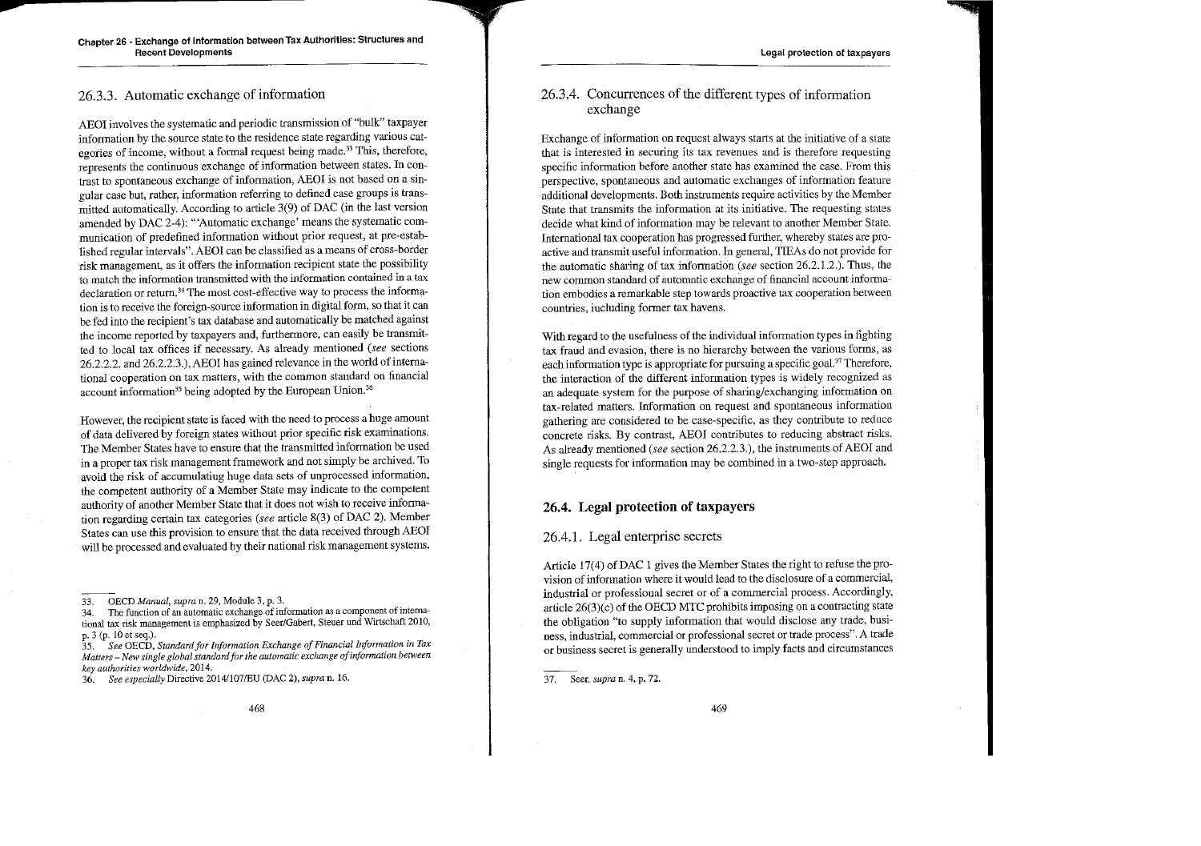### 26.3.3. Automatic exchange of information

AEOI involves the systematic and periodic transmission of "bulk" taxpayer information by the source state to the residence state regarding various categories of income, without a formal request being made.[33] This, therefore, represents the continuous exchange of information between states. In contrast to spontaneous exchange of information, AEOI is not based on a singular case but, rather, information referring to defined case groups is transmitted automatically. According to article 3(9) of DAC (in the last version amended by DAC 2-4): "'Automatic exchange' means the systematic communication of predefined information without prior request, at pre-established regular intervals". AEOI can be classified as a means of cross-border risk management, as it offers the information recipient state the possibility to match the information transmitted with the information contained in a tax declaration or return.[34] The most cost-effective way to process the information is to receive the foreign-source information in digital form, so that it can be fed into the recipient's tax database and automatically be matched against the income reported by taxpayers and, furthermore, can easily be transmitted to local tax offices if necessary. As already mentioned (*see* sections 26.2.2.2. and 26.2.2.3.), AEOI has gained relevance in the world of international cooperation on tax matters, with the common standard on financial account information[35] being adopted by the European Union.[36]

However, the recipient state is faced with the need to process a huge amount of data delivered by foreign states without prior specific risk examinations. The Member States have to ensure that the transmitted information be used in a proper tax risk management framework and not simply be archived. To avoid the risk of accumulating huge data sets of unprocessed information, the competent authority of a Member State may indicate to the competent authority of another Member State that it does not wish to receive information regarding certain tax categories (*see* article 8(3) of DAC 2). Member States can use this provision to ensure that the data received through AEOI will be processed and evaluated by their national risk management systems.

33. OECD *Manual*, *supra* n. 29, Module 3, p. 3.

34. The function of an automatic exchange of information as a component of international tax risk management is emphasized by Seer/Gabert, Steuer und Wirtschaft 2010, p. 3 (p. 10 et seq.).

35. *See* OECD, *Standard for Information Exchange of Financial Information in Tax Matters – New single global standard for the automatic exchange of information between key authorities worldwide*, 2014.

36. *See especially* Directive 2014/107/EU (DAC 2), *supra* n. 16.

### 26.3.4. Concurrences of the different types of information exchange

Exchange of information on request always starts at the initiative of a state that is interested in securing its tax revenues and is therefore requesting specific information before another state has examined the case. From this perspective, spontaneous and automatic exchanges of information feature additional developments. Both instruments require activities by the Member State that transmits the information at its initiative. The requesting states decide what kind of information may be relevant to another Member State. International tax cooperation has progressed further, whereby states are proactive and transmit useful information. In general, TIEAs do not provide for the automatic sharing of tax information (*see* section 26.2.1.2.). Thus, the new common standard of automatic exchange of financial account information embodies a remarkable step towards proactive tax cooperation between countries, including former tax havens.

With regard to the usefulness of the individual information types in fighting tax fraud and evasion, there is no hierarchy between the various forms, as each information type is appropriate for pursuing a specific goal.[37] Therefore, the interaction of the different information types is widely recognized as an adequate system for the purpose of sharing/exchanging information on tax-related matters. Information on request and spontaneous information gathering are considered to be case-specific, as they contribute to reduce concrete risks. By contrast, AEOI contributes to reducing abstract risks. As already mentioned (*see* section 26.2.2.3.), the instruments of AEOI and single requests for information may be combined in a two-step approach.

## 26.4. Legal protection of taxpayers

### 26.4.1. Legal enterprise secrets

Article 17(4) of DAC 1 gives the Member States the right to refuse the provision of information where it would lead to the disclosure of a commercial, industrial or professional secret or of a commercial process. Accordingly, article 26(3)(c) of the OECD MTC prohibits imposing on a contracting state the obligation "to supply information that would disclose any trade, business, industrial, commercial or professional secret or trade process". A trade or business secret is generally understood to imply facts and circumstances

37. Seer, *supra* n. 4, p. 72.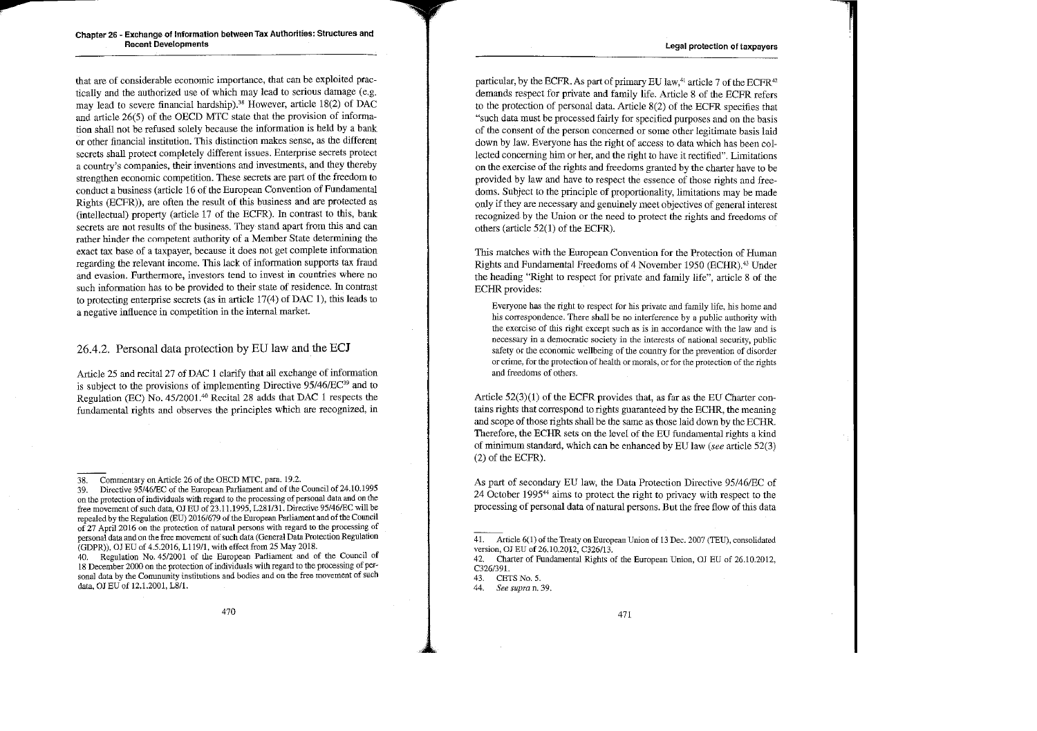that are of considerable economic importance, that can be exploited practically and the authorized use of which may lead to serious damage (e.g. may lead to severe financial hardship).[38] However, article 18(2) of DAC and article 26(5) of the OECD MTC state that the provision of information shall not be refused solely because the information is held by a bank or other financial institution. This distinction makes sense, as the different secrets shall protect completely different issues. Enterprise secrets protect a country's companies, their inventions and investments, and they thereby strengthen economic competition. These secrets are part of the freedom to conduct a business (article 16 of the European Convention of Fundamental Rights (ECFR)), are often the result of this business and are protected as (intellectual) property (article 17 of the ECFR). In contrast to this, bank secrets are not results of the business. They stand apart from this and can rather hinder the competent authority of a Member State determining the exact tax base of a taxpayer, because it does not get complete information regarding the relevant income. This lack of information supports tax fraud and evasion. Furthermore, investors tend to invest in countries where no such information has to be provided to their state of residence. In contrast to protecting enterprise secrets (as in article 17(4) of DAC 1), this leads to a negative influence in competition in the internal market.

## 26.4.2. Personal data protection by EU law and the ECJ

Article 25 and recital 27 of DAC 1 clarify that all exchange of information is subject to the provisions of implementing Directive 95/46/EC[39] and to Regulation (EC) No. 45/2001.[40] Recital 28 adds that DAC 1 respects the fundamental rights and observes the principles which are recognized, in particular, by the ECFR. As part of primary EU law,[41] article 7 of the ECFR[42] demands respect for private and family life. Article 8 of the ECFR refers to the protection of personal data. Article 8(2) of the ECFR specifies that "such data must be processed fairly for specified purposes and on the basis of the consent of the person concerned or some other legitimate basis laid down by law. Everyone has the right of access to data which has been collected concerning him or her, and the right to have it rectified". Limitations on the exercise of the rights and freedoms granted by the charter have to be provided by law and have to respect the essence of those rights and freedoms. Subject to the principle of proportionality, limitations may be made only if they are necessary and genuinely meet objectives of general interest recognized by the Union or the need to protect the rights and freedoms of others (article 52(1) of the ECFR).

This matches with the European Convention for the Protection of Human Rights and Fundamental Freedoms of 4 November 1950 (ECHR).[43] Under the heading "Right to respect for private and family life", article 8 of the ECHR provides:

> Everyone has the right to respect for his private and family life, his home and his correspondence. There shall be no interference by a public authority with the exercise of this right except such as is in accordance with the law and is necessary in a democratic society in the interests of national security, public safety or the economic wellbeing of the country for the prevention of disorder or crime, for the protection of health or morals, or for the protection of the rights and freedoms of others.

Article 52(3)(1) of the ECFR provides that, as far as the EU Charter contains rights that correspond to rights guaranteed by the ECHR, the meaning and scope of those rights shall be the same as those laid down by the ECHR. Therefore, the ECHR sets on the level of the EU fundamental rights a kind of minimum standard, which can be enhanced by EU law (*see* article 52(3)(2) of the ECFR).

As part of secondary EU law, the Data Protection Directive 95/46/EC of 24 October 1995[44] aims to protect the right to privacy with respect to the processing of personal data of natural persons. But the free flow of this data

---

38. Commentary on Article 26 of the OECD MTC, para. 19.2.
39. Directive 95/46/EC of the European Parliament and of the Council of 24.10.1995 on the protection of individuals with regard to the processing of personal data and on the free movement of such data, OJ EU of 23.11.1995, L281/31. Directive 95/46/EC will be repealed by the Regulation (EU) 2016/679 of the European Parliament and of the Council of 27 April 2016 on the protection of natural persons with regard to the processing of personal data and on the free movement of such data (General Data Protection Regulation (GDPR)), OJ EU of 4.5.2016, L119/1, with effect from 25 May 2018.
40. Regulation No. 45/2001 of the European Parliament and of the Council of 18 December 2000 on the protection of individuals with regard to the processing of personal data by the Community institutions and bodies and on the free movement of such data, OJ EU of 12.1.2001, L8/1.
41. Article 6(1) of the Treaty on European Union of 13 Dec. 2007 (TEU), consolidated version, OJ EU of 26.10.2012, C326/13.
42. Charter of Fundamental Rights of the European Union, OJ EU of 26.10.2012, C326/391.
43. CETS No. 5.
44. *See supra* n. 39.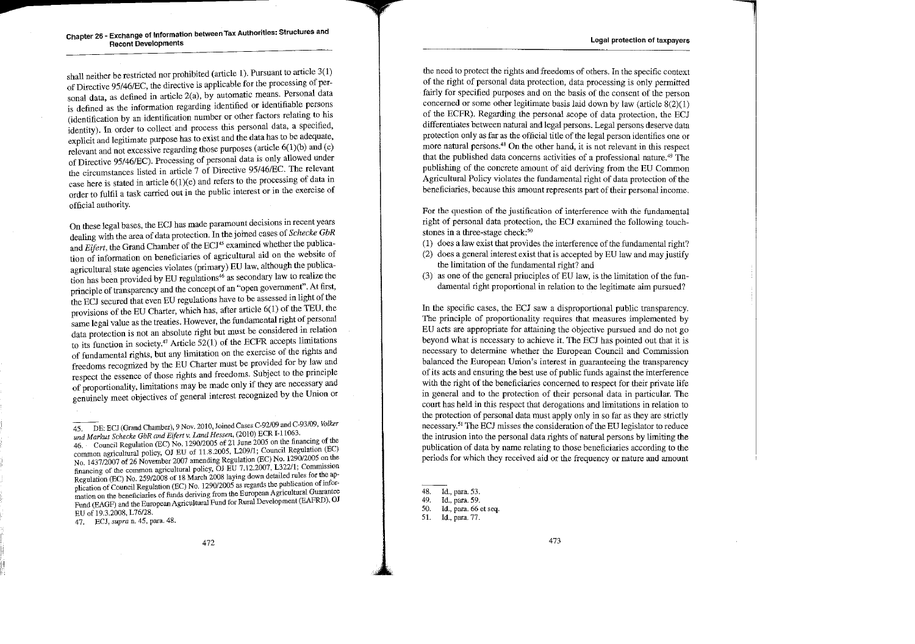shall neither be restricted nor prohibited (article 1). Pursuant to article 3(1) of Directive 95/46/EC, the directive is applicable for the processing of personal data, as defined in article 2(a), by automatic means. Personal data is defined as the information regarding identified or identifiable persons (identification by an identification number or other factors relating to his identity). In order to collect and process this personal data, a specified, explicit and legitimate purpose has to exist and the data has to be adequate, relevant and not excessive regarding those purposes (article 6(1)(b) and (c) of Directive 95/46/EC). Processing of personal data is only allowed under the circumstances listed in article 7 of Directive 95/46/EC. The relevant case here is stated in article 6(1)(e) and refers to the processing of data in order to fulfil a task carried out in the public interest or in the exercise of official authority.

On these legal bases, the ECJ has made paramount decisions in recent years dealing with the area of data protection. In the joined cases of *Schecke GbR* and *Eifert*, the Grand Chamber of the ECJ[45] examined whether the publication of information on beneficiaries of agricultural aid on the website of agricultural state agencies violates (primary) EU law, although the publication has been provided by EU regulations[46] as secondary law to realize the principle of transparency and the concept of an "open government". At first, the ECJ secured that even EU regulations have to be assessed in light of the provisions of the EU Charter, which has, after article 6(1) of the TEU, the same legal value as the treaties. However, the fundamental right of personal data protection is not an absolute right but must be considered in relation to its function in society.[47] Article 52(1) of the ECFR accepts limitations of fundamental rights, but any limitation on the exercise of the rights and freedoms recognized by the EU Charter must be provided for by law and respect the essence of those rights and freedoms. Subject to the principle of proportionality, limitations may be made only if they are necessary and genuinely meet objectives of general interest recognized by the Union or the need to protect the rights and freedoms of others. In the specific context of the right of personal data protection, data processing is only permitted fairly for specified purposes and on the basis of the consent of the person concerned or some other legitimate basis laid down by law (article 8(2)(1) of the ECFR). Regarding the personal scope of data protection, the ECJ differentiates between natural and legal persons. Legal persons deserve data protection only as far as the official title of the legal person identifies one or more natural persons.[48] On the other hand, it is not relevant in this respect that the published data concerns activities of a professional nature.[49] The publishing of the concrete amount of aid deriving from the EU Common Agricultural Policy violates the fundamental right of data protection of the beneficiaries, because this amount represents part of their personal income.

For the question of the justification of interference with the fundamental right of personal data protection, the ECJ examined the following touchstones in a three-stage check:[50]

(1) does a law exist that provides the interference of the fundamental right?
(2) does a general interest exist that is accepted by EU law and may justify the limitation of the fundamental right? and
(3) as one of the general principles of EU law, is the limitation of the fundamental right proportional in relation to the legitimate aim pursued?

In the specific cases, the ECJ saw a disproportional public transparency. The principle of proportionality requires that measures implemented by EU acts are appropriate for attaining the objective pursued and do not go beyond what is necessary to achieve it. The ECJ has pointed out that it is necessary to determine whether the European Council and Commission balanced the European Union's interest in guaranteeing the transparency of its acts and ensuring the best use of public funds against the interference with the right of the beneficiaries concerned to respect for their private life in general and to the protection of their personal data in particular. The court has held in this respect that derogations and limitations in relation to the protection of personal data must apply only in so far as they are strictly necessary.[51] The ECJ misses the consideration of the EU legislator to reduce the intrusion into the personal data rights of natural persons by limiting the publication of data by name relating to those beneficiaries according to the periods for which they received aid or the frequency or nature and amount

---

45. DE: ECJ (Grand Chamber), 9 Nov. 2010, Joined Cases C-92/09 and C-93/09, *Volker und Markus Schecke GbR and Eifert v. Land Hessen*, (2010) ECR I-11063.
46. Council Regulation (EC) No. 1290/2005 of 21 June 2005 on the financing of the common agricultural policy, OJ EU of 11.8.2005, L209/1; Council Regulation (EC) No. 1437/2007 of 26 November 2007 amending Regulation (EC) No. 1290/2005 on the financing of the common agricultural policy, OJ EU 7.12.2007, L322/1; Commission Regulation (EC) No. 259/2008 of 18 March 2008 laying down detailed rules for the application of Council Regulation (EC) No. 1290/2005 as regards the publication of information on the beneficiaries of funds deriving from the European Agricultural Guarantee Fund (EAGF) and the European Agricultural Fund for Rural Development (EAFRD), OJ EU of 19.3.2008, L76/28.
47. ECJ, *supra* n. 45, para. 48.
48. Id., para. 53.
49. Id., para. 59.
50. Id., para. 66 et seq.
51. Id., para. 77.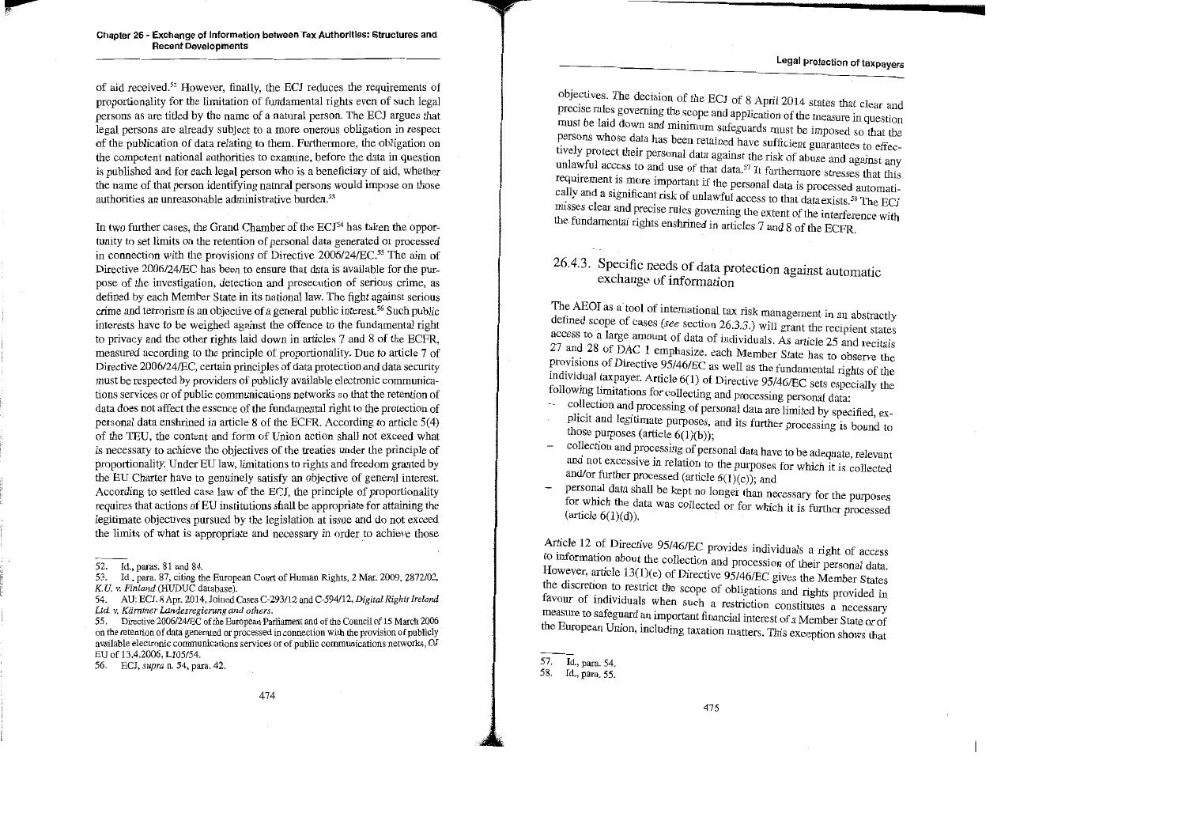of aid received.[52] However, finally, the ECJ reduces the requirements of proportionality for the limitation of fundamental rights even of such legal persons as are titled by the name of a natural person. The ECJ argues that legal persons are already subject to a more onerous obligation in respect of the publication of data relating to them. Furthermore, the obligation on the competent national authorities to examine, before the data in question is published and for each legal person who is a beneficiary of aid, whether the name of that person identifying natural persons would impose on those authorities an unreasonable administrative burden.[53]

In two further cases, the Grand Chamber of the ECJ[54] has taken the opportunity to set limits on the retention of personal data generated or processed in connection with the provisions of Directive 2006/24/EC.[55] The aim of Directive 2006/24/EC has been to ensure that data is available for the purpose of the investigation, detection and prosecution of serious crime, as defined by each Member State in its national law. The fight against serious crime and terrorism is an objective of a general public interest.[56] Such public interests have to be weighed against the offence to the fundamental right to privacy and the other rights laid down in articles 7 and 8 of the ECFR, measured according to the principle of proportionality. Due to article 7 of Directive 2006/24/EC, certain principles of data protection and data security must be respected by providers of publicly available electronic communications services or of public communications networks so that the retention of data does not affect the essence of the fundamental right to the protection of personal data enshrined in article 8 of the ECFR. According to article 5(4) of the TEU, the content and form of Union action shall not exceed what is necessary to achieve the objectives of the treaties under the principle of proportionality. Under EU law, limitations to rights and freedom granted by the EU Charter have to genuinely satisfy an objective of general interest. According to settled case law of the ECJ, the principle of proportionality requires that actions of EU institutions shall be appropriate for attaining the legitimate objectives pursued by the legislation at issue and do not exceed the limits of what is appropriate and necessary in order to achieve those objectives. The decision of the ECJ of 8 April 2014 states that clear and precise rules governing the scope and application of the measure in question must be laid down and minimum safeguards must be imposed so that the persons whose data has been retained have sufficient guarantees to effectively protect their personal data against the risk of abuse and against any unlawful access to and use of that data.[57] It furthermore stresses that this requirement is more important if the personal data is processed automatically and a significant risk of unlawful access to that data exists.[58] The ECJ misses clear and precise rules governing the extent of the interference with the fundamental rights enshrined in articles 7 and 8 of the ECFR.

### 26.4.3. Specific needs of data protection against automatic exchange of information

The AEOI as a tool of international tax risk management in an abstractly defined scope of cases (*see* section 26.3.3.) will grant the recipient states access to a large amount of data of individuals. As article 25 and recitals 27 and 28 of DAC 1 emphasize, each Member State has to observe the provisions of Directive 95/46/EC as well as the fundamental rights of the individual taxpayer. Article 6(1) of Directive 95/46/EC sets especially the following limitations for collecting and processing personal data:

- collection and processing of personal data are limited by specified, explicit and legitimate purposes, and its further processing is bound to those purposes (article 6(1)(b));
- collection and processing of personal data have to be adequate, relevant and not excessive in relation to the purposes for which it is collected and/or further processed (article 6(1)(c)); and
- personal data shall be kept no longer than necessary for the purposes for which the data was collected or for which it is further processed (article 6(1)(d)).

Article 12 of Directive 95/46/EC provides individuals a right of access to information about the collection and procession of their personal data. However, article 13(1)(e) of Directive 95/46/EC gives the Member States the discretion to restrict the scope of obligations and rights provided in favour of individuals when such a restriction constitutes a necessary measure to safeguard an important financial interest of a Member State or of the European Union, including taxation matters. This exception shows that

---

52. Id., paras. 81 and 84.
53. Id., para. 87, citing the European Court of Human Rights, 2 Mar. 2009, 2872/02, *K.U. v. Finland* (HUDUC database).
54. AU: ECJ, 8 Apr. 2014, Joined Cases C-293/12 and C-594/12, *Digital Rights Ireland Ltd. v. Kärntner Landesregierung and others*.
55. Directive 2006/24/EC of the European Parliament and of the Council of 15 March 2006 on the retention of data generated or processed in connection with the provision of publicly available electronic communications services or of public communications networks, OJ EU of 13.4.2006, L105/54.
56. ECJ, *supra* n. 54, para. 42.
57. Id., para. 54.
58. Id., para. 55.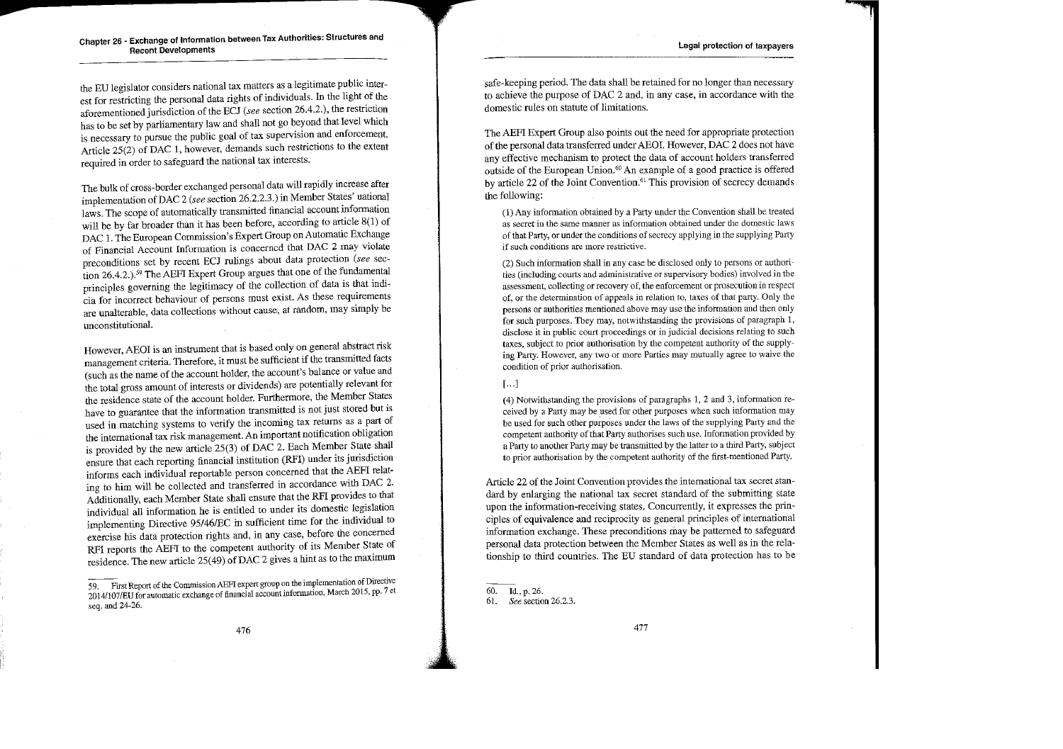the EU legislator considers national tax matters as a legitimate public interest for restricting the personal data rights of individuals. In the light of the aforementioned jurisdiction of the ECJ (*see* section 26.4.2.), the restriction has to be set by parliamentary law and shall not go beyond that level which is necessary to pursue the public goal of tax supervision and enforcement. Article 25(2) of DAC 1, however, demands such restrictions to the extent required in order to safeguard the national tax interests.

The bulk of cross-border exchanged personal data will rapidly increase after implementation of DAC 2 (*see* section 26.2.2.3.) in Member States' national laws. The scope of automatically transmitted financial account information will be by far broader than it has been before, according to article 8(1) of DAC 1. The European Commission's Expert Group on Automatic Exchange of Financial Account Information is concerned that DAC 2 may violate preconditions set by recent ECJ rulings about data protection (*see* section 26.4.2.).[59] The AEFI Expert Group argues that one of the fundamental principles governing the legitimacy of the collection of data is that indicia for incorrect behaviour of persons must exist. As these requirements are unalterable, data collections without cause, at random, may simply be unconstitutional.

However, AEOI is an instrument that is based only on general abstract risk management criteria. Therefore, it must be sufficient if the transmitted facts (such as the name of the account holder, the account's balance or value and the total gross amount of interests or dividends) are potentially relevant for the residence state of the account holder. Furthermore, the Member States have to guarantee that the information transmitted is not just stored but is used in matching systems to verify the incoming tax returns as a part of the international tax risk management. An important notification obligation is provided by the new article 25(3) of DAC 2. Each Member State shall ensure that each reporting financial institution (RFI) under its jurisdiction informs each individual reportable person concerned that the AEFI relating to him will be collected and transferred in accordance with DAC 2. Additionally, each Member State shall ensure that the RFI provides to that individual all information he is entitled to under its domestic legislation implementing Directive 95/46/EC in sufficient time for the individual to exercise his data protection rights and, in any case, before the concerned RFI reports the AEFI to the competent authority of its Member State of residence. The new article 25(49) of DAC 2 gives a hint as to the maximum safe-keeping period. The data shall be retained for no longer than necessary to achieve the purpose of DAC 2 and, in any case, in accordance with the domestic rules on statute of limitations.

The AEFI Expert Group also points out the need for appropriate protection of the personal data transferred under AEOI. However, DAC 2 does not have any effective mechanism to protect the data of account holders transferred outside of the European Union.[60] An example of a good practice is offered by article 22 of the Joint Convention.[61] This provision of secrecy demands the following:

> (1) Any information obtained by a Party under the Convention shall be treated as secret in the same manner as information obtained under the domestic laws of that Party, or under the conditions of secrecy applying in the supplying Party if such conditions are more restrictive.
>
> (2) Such information shall in any case be disclosed only to persons or authorities (including courts and administrative or supervisory bodies) involved in the assessment, collecting or recovery of, the enforcement or prosecution in respect of, or the determination of appeals in relation to, taxes of that party. Only the persons or authorities mentioned above may use the information and then only for such purposes. They may, notwithstanding the provisions of paragraph 1, disclose it in public court proceedings or in judicial decisions relating to such taxes, subject to prior authorisation by the competent authority of the supplying Party. However, any two or more Parties may mutually agree to waive the condition of prior authorisation.
>
> [...]
>
> (4) Notwithstanding the provisions of paragraphs 1, 2 and 3, information received by a Party may be used for other purposes when such information may be used for such other purposes under the laws of the supplying Party and the competent authority of that Party authorises such use. Information provided by a Party to another Party may be transmitted by the latter to a third Party, subject to prior authorisation by the competent authority of the first-mentioned Party.

Article 22 of the Joint Convention provides the international tax secret standard by enlarging the national tax secret standard of the submitting state upon the information-receiving states. Concurrently, it expresses the principles of equivalence and reciprocity as general principles of international information exchange. These preconditions may be patterned to safeguard personal data protection between the Member States as well as in the relationship to third countries. The EU standard of data protection has to be

---

59. First Report of the Commission AEFI expert group on the implementation of Directive 2014/107/EU for automatic exchange of financial account information, March 2015, pp. 7 et seq. and 24-26.

60. Id., p. 26.

61. *See* section 26.2.3.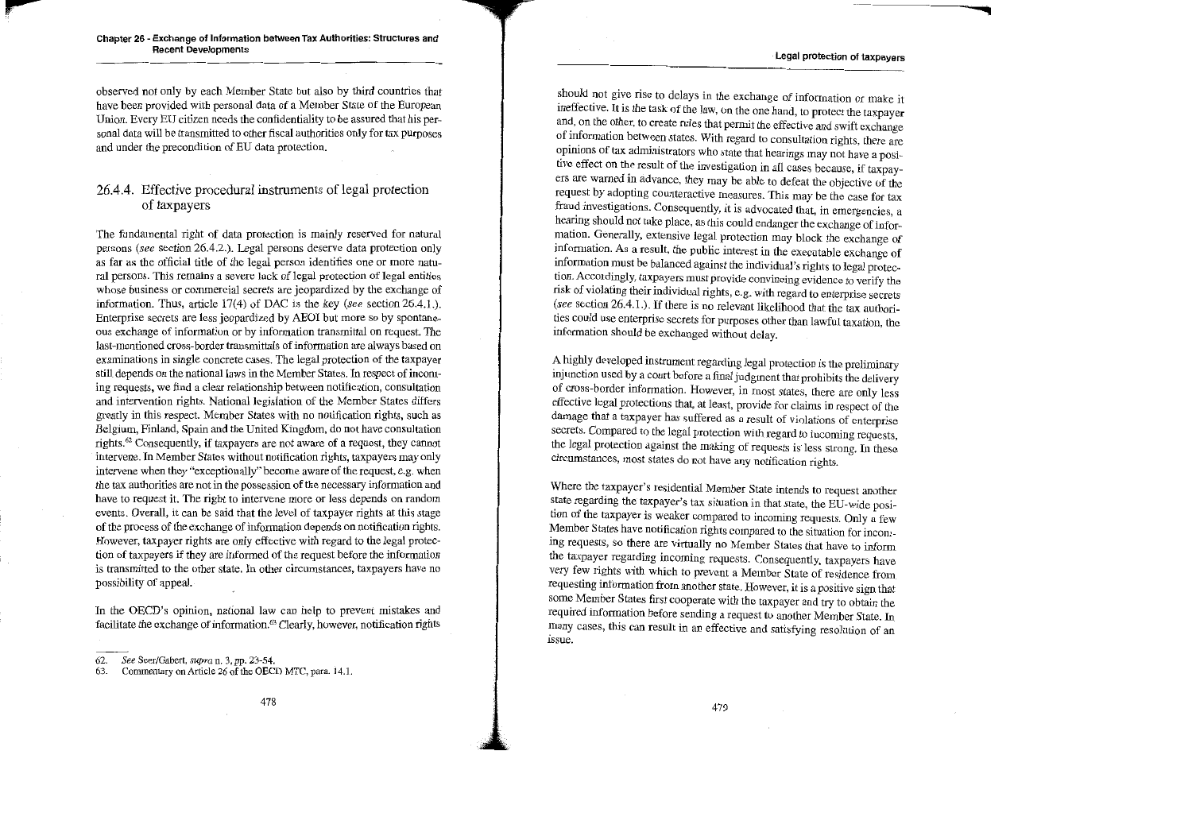observed not only by each Member State but also by third countries that have been provided with personal data of a Member State of the European Union. Every EU citizen needs the confidentiality to be assured that his personal data will be transmitted to other fiscal authorities only for tax purposes and under the precondition of EU data protection.

### 26.4.4. Effective procedural instruments of legal protection of taxpayers

The fundamental right of data protection is mainly reserved for natural persons (*see* section 26.4.2.). Legal persons deserve data protection only as far as the official title of the legal person identifies one or more natural persons. This remains a severe lack of legal protection of legal entities whose business or commercial secrets are jeopardized by the exchange of information. Thus, article 17(4) of DAC is the key (*see* section 26.4.1.). Enterprise secrets are less jeopardized by AEOI but more so by spontaneous exchange of information or by information transmittal on request. The last-mentioned cross-border transmittals of information are always based on examinations in single concrete cases. The legal protection of the taxpayer still depends on the national laws in the Member States. In respect of incoming requests, we find a clear relationship between notification, consultation and intervention rights. National legislation of the Member States differs greatly in this respect. Member States with no notification rights, such as Belgium, Finland, Spain and the United Kingdom, do not have consultation rights.[62] Consequently, if taxpayers are not aware of a request, they cannot intervene. In Member States without notification rights, taxpayers may only intervene when they "exceptionally" become aware of the request, e.g. when the tax authorities are not in the possession of the necessary information and have to request it. The right to intervene more or less depends on random events. Overall, it can be said that the level of taxpayer rights at this stage of the process of the exchange of information depends on notification rights. However, taxpayer rights are only effective with regard to the legal protection of taxpayers if they are informed of the request before the information is transmitted to the other state. In other circumstances, taxpayers have no possibility of appeal.

In the OECD's opinion, national law can help to prevent mistakes and facilitate the exchange of information.[63] Clearly, however, notification rights should not give rise to delays in the exchange of information or make it ineffective. It is the task of the law, on the one hand, to protect the taxpayer and, on the other, to create rules that permit the effective and swift exchange of information between states. With regard to consultation rights, there are opinions of tax administrators who state that hearings may not have a positive effect on the result of the investigation in all cases because, if taxpayers are warned in advance, they may be able to defeat the objective of the request by adopting counteractive measures. This may be the case for tax fraud investigations. Consequently, it is advocated that, in emergencies, a hearing should not take place, as this could endanger the exchange of information. Generally, extensive legal protection may block the exchange of information. As a result, the public interest in the executable exchange of information must be balanced against the individual's rights to legal protection. Accordingly, taxpayers must provide convincing evidence to verify the risk of violating their individual rights, e.g. with regard to enterprise secrets (*see* section 26.4.1.). If there is no relevant likelihood that the tax authorities could use enterprise secrets for purposes other than lawful taxation, the information should be exchanged without delay.

A highly developed instrument regarding legal protection is the preliminary injunction used by a court before a final judgment that prohibits the delivery of cross-border information. However, in most states, there are only less effective legal protections that, at least, provide for claims in respect of the damage that a taxpayer has suffered as a result of violations of enterprise secrets. Compared to the legal protection with regard to incoming requests, the legal protection against the making of requests is less strong. In these circumstances, most states do not have any notification rights.

Where the taxpayer's residential Member State intends to request another state regarding the taxpayer's tax situation in that state, the EU-wide position of the taxpayer is weaker compared to incoming requests. Only a few Member States have notification rights compared to the situation for incoming requests, so there are virtually no Member States that have to inform the taxpayer regarding incoming requests. Consequently, taxpayers have very few rights with which to prevent a Member State of residence from requesting information from another state. However, it is a positive sign that some Member States first cooperate with the taxpayer and try to obtain the required information before sending a request to another Member State. In many cases, this can result in an effective and satisfying resolution of an issue.

---

62. *See* Seer/Gabert, *supra* n. 3, pp. 23-54.
63. Commentary on Article 26 of the OECD MTC, para. 14.1.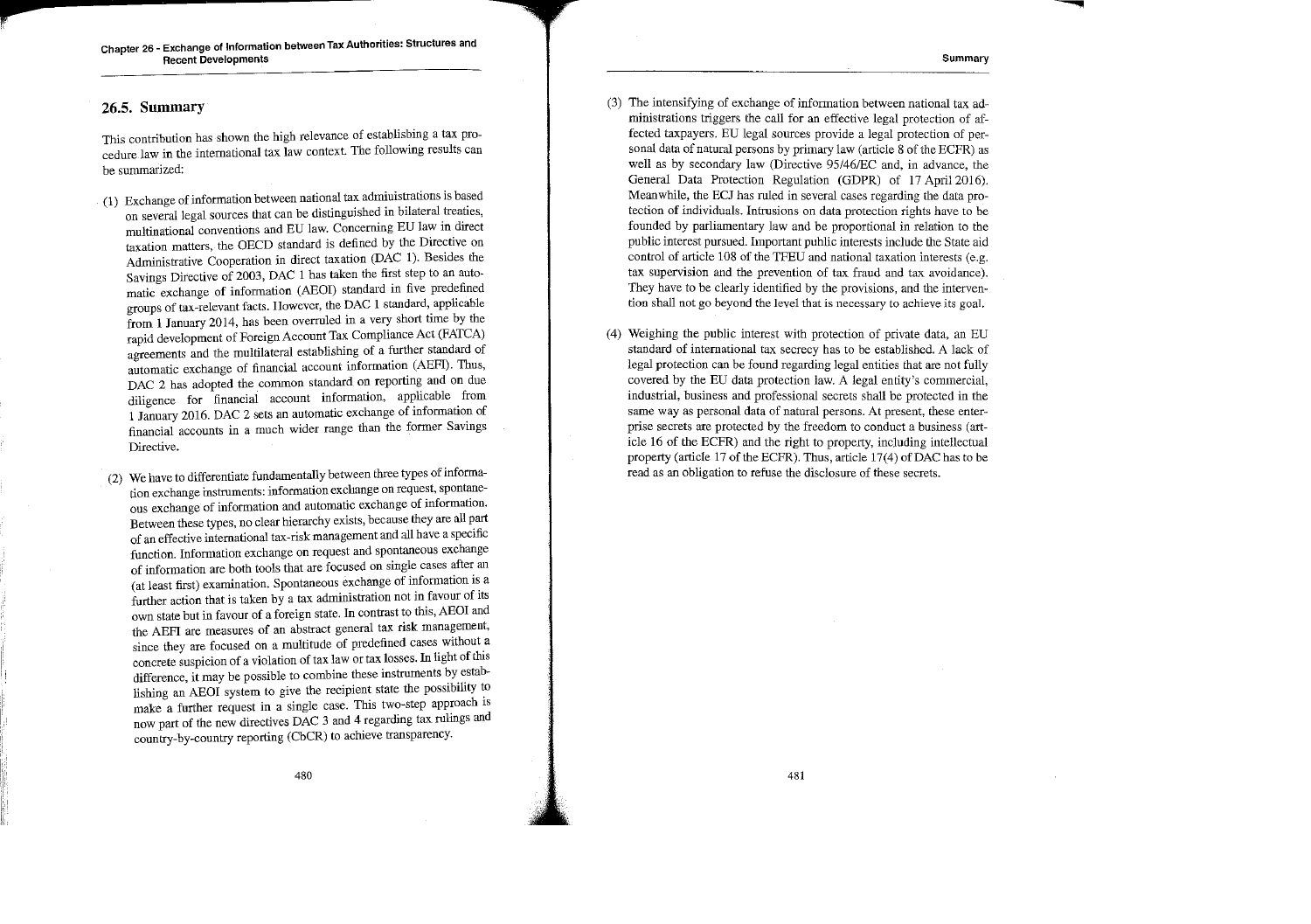## 26.5. Summary

This contribution has shown the high relevance of establishing a tax procedure law in the international tax law context. The following results can be summarized:

(1) Exchange of information between national tax administrations is based on several legal sources that can be distinguished in bilateral treaties, multinational conventions and EU law. Concerning EU law in direct taxation matters, the OECD standard is defined by the Directive on Administrative Cooperation in direct taxation (DAC 1). Besides the Savings Directive of 2003, DAC 1 has taken the first step to an automatic exchange of information (AEOI) standard in five predefined groups of tax-relevant facts. However, the DAC 1 standard, applicable from 1 January 2014, has been overruled in a very short time by the rapid development of Foreign Account Tax Compliance Act (FATCA) agreements and the multilateral establishing of a further standard of automatic exchange of financial account information (AEFI). Thus, DAC 2 has adopted the common standard on reporting and on due diligence for financial account information, applicable from 1 January 2016. DAC 2 sets an automatic exchange of information of financial accounts in a much wider range than the former Savings Directive.

(2) We have to differentiate fundamentally between three types of information exchange instruments: information exchange on request, spontaneous exchange of information and automatic exchange of information. Between these types, no clear hierarchy exists, because they are all part of an effective international tax-risk management and all have a specific function. Information exchange on request and spontaneous exchange of information are both tools that are focused on single cases after an (at least first) examination. Spontaneous exchange of information is a further action that is taken by a tax administration not in favour of its own state but in favour of a foreign state. In contrast to this, AEOI and the AEFI are measures of an abstract general tax risk management, since they are focused on a multitude of predefined cases without a concrete suspicion of a violation of tax law or tax losses. In light of this difference, it may be possible to combine these instruments by establishing an AEOI system to give the recipient state the possibility to make a further request in a single case. This two-step approach is now part of the new directives DAC 3 and 4 regarding tax rulings and country-by-country reporting (CbCR) to achieve transparency.

(3) The intensifying of exchange of information between national tax administrations triggers the call for an effective legal protection of affected taxpayers. EU legal sources provide a legal protection of personal data of natural persons by primary law (article 8 of the ECFR) as well as by secondary law (Directive 95/46/EC and, in advance, the General Data Protection Regulation (GDPR) of 17 April 2016). Meanwhile, the ECJ has ruled in several cases regarding the data protection of individuals. Intrusions on data protection rights have to be founded by parliamentary law and be proportional in relation to the public interest pursued. Important public interests include the State aid control of article 108 of the TFEU and national taxation interests (e.g. tax supervision and the prevention of tax fraud and tax avoidance). They have to be clearly identified by the provisions, and the intervention shall not go beyond the level that is necessary to achieve its goal.

(4) Weighing the public interest with protection of private data, an EU standard of international tax secrecy has to be established. A lack of legal protection can be found regarding legal entities that are not fully covered by the EU data protection law. A legal entity's commercial, industrial, business and professional secrets shall be protected in the same way as personal data of natural persons. At present, these enterprise secrets are protected by the freedom to conduct a business (article 16 of the ECFR) and the right to property, including intellectual property (article 17 of the ECFR). Thus, article 17(4) of DAC has to be read as an obligation to refuse the disclosure of these secrets.